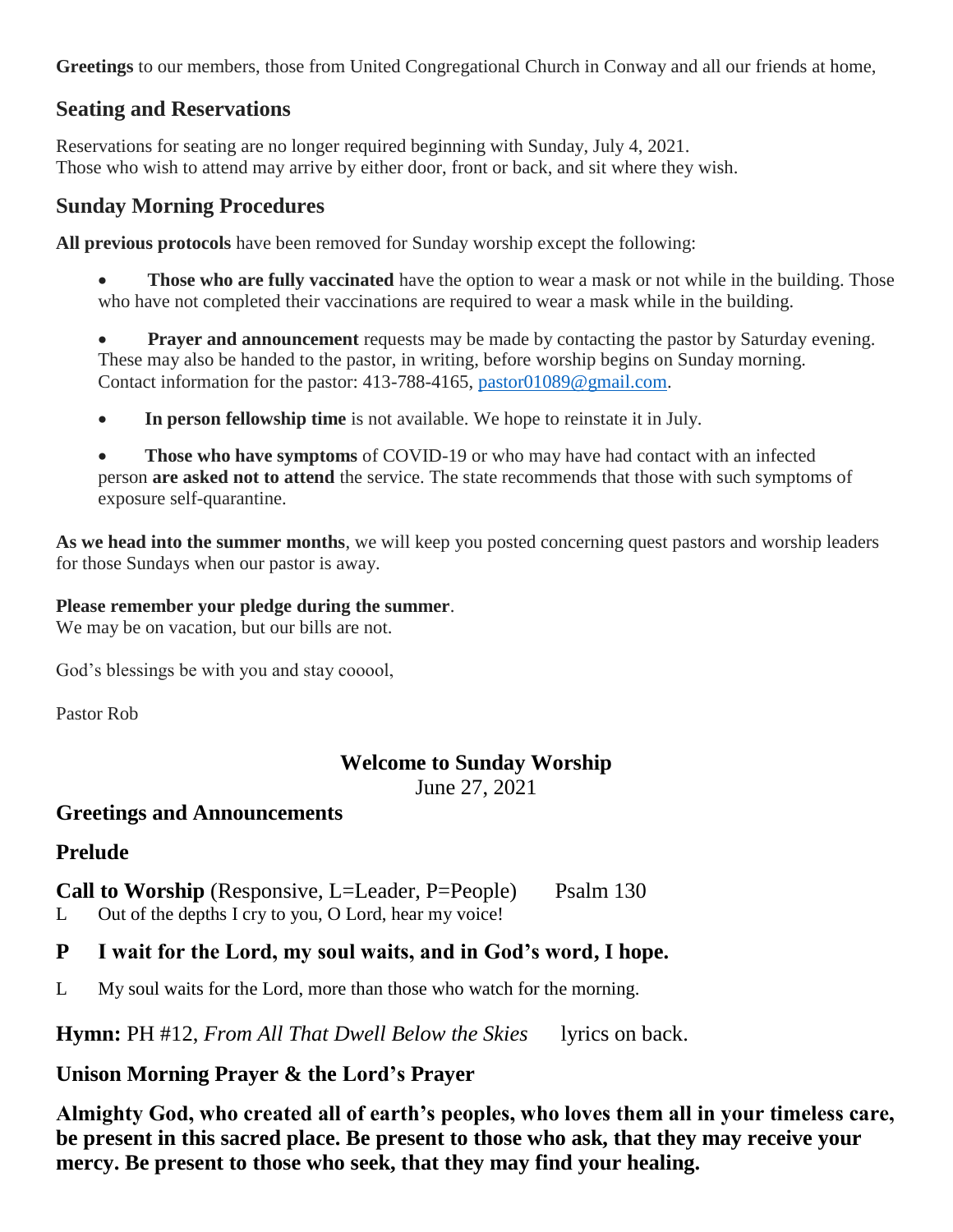**Greetings** to our members, those from United Congregational Church in Conway and all our friends at home,

## Seating and Reservations

Reservations for seating are no longer required beginning with Sunday, July 4, 2021.
Those who wish to attend may arrive by either door, front or back, and sit where they wish.

## Sunday Morning Procedures

**All previous protocols** have been removed for Sunday worship except the following:

- **Those who are fully vaccinated** have the option to wear a mask or not while in the building. Those who have not completed their vaccinations are required to wear a mask while in the building.

- **Prayer and announcement** requests may be made by contacting the pastor by Saturday evening. These may also be handed to the pastor, in writing, before worship begins on Sunday morning. Contact information for the pastor: 413-788-4165, pastor01089@gmail.com.

- **In person fellowship time** is not available. We hope to reinstate it in July.

- **Those who have symptoms** of COVID-19 or who may have had contact with an infected person **are asked not to attend** the service. The state recommends that those with such symptoms of exposure self-quarantine.

**As we head into the summer months**, we will keep you posted concerning quest pastors and worship leaders for those Sundays when our pastor is away.

**Please remember your pledge during the summer**.
We may be on vacation, but our bills are not.

God's blessings be with you and stay cooool,

Pastor Rob

# Welcome to Sunday Worship

June 27, 2021

## Greetings and Announcements

## Prelude

**Call to Worship** (Responsive, L=Leader, P=People) Psalm 130

L Out of the depths I cry to you, O Lord, hear my voice!

**P I wait for the Lord, my soul waits, and in God's word, I hope.**

L My soul waits for the Lord, more than those who watch for the morning.

**Hymn:** PH #12, *From All That Dwell Below the Skies* lyrics on back.

## Unison Morning Prayer & the Lord's Prayer

**Almighty God, who created all of earth's peoples, who loves them all in your timeless care, be present in this sacred place. Be present to those who ask, that they may receive your mercy. Be present to those who seek, that they may find your healing.**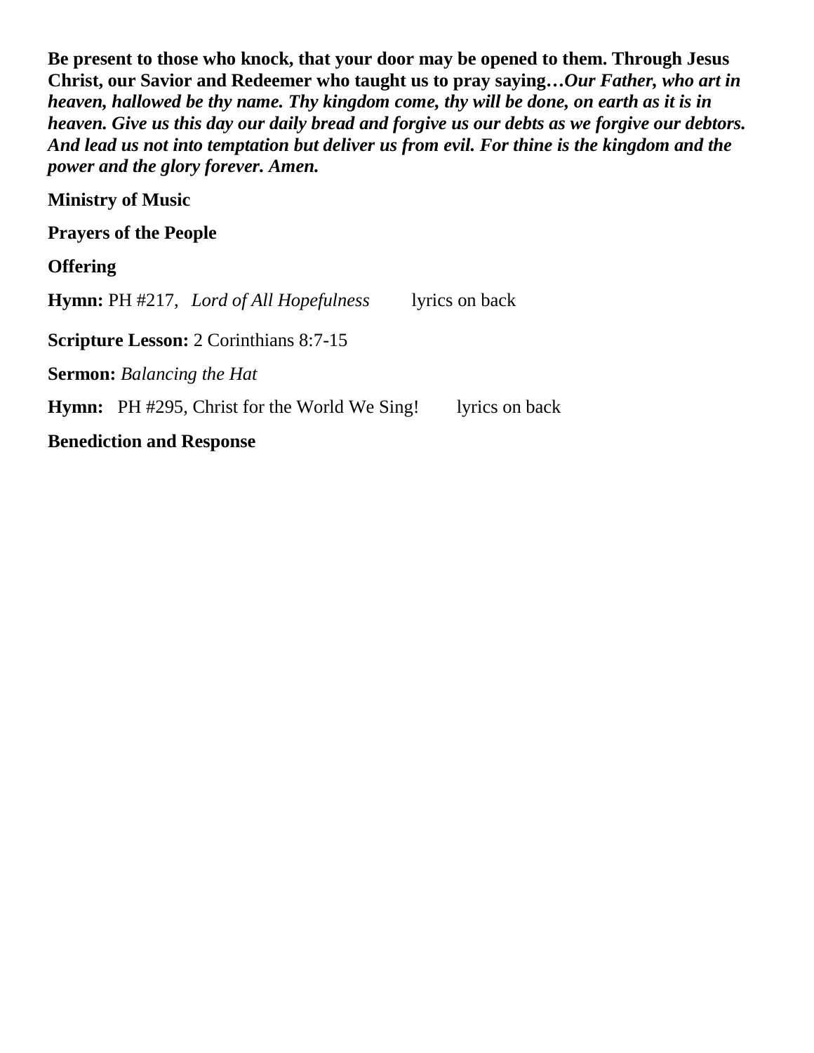**Be present to those who knock, that your door may be opened to them. Through Jesus Christ, our Savior and Redeemer who taught us to pray saying…*Our Father, who art in heaven, hallowed be thy name. Thy kingdom come, thy will be done, on earth as it is in heaven. Give us this day our daily bread and forgive us our debts as we forgive our debtors. And lead us not into temptation but deliver us from evil. For thine is the kingdom and the power and the glory forever. Amen.***

**Ministry of Music**

**Prayers of the People**

**Offering**

**Hymn:** PH #217, *Lord of All Hopefulness* lyrics on back

**Scripture Lesson:** 2 Corinthians 8:7-15

**Sermon:** *Balancing the Hat*

**Hymn:** PH #295, Christ for the World We Sing! lyrics on back

**Benediction and Response**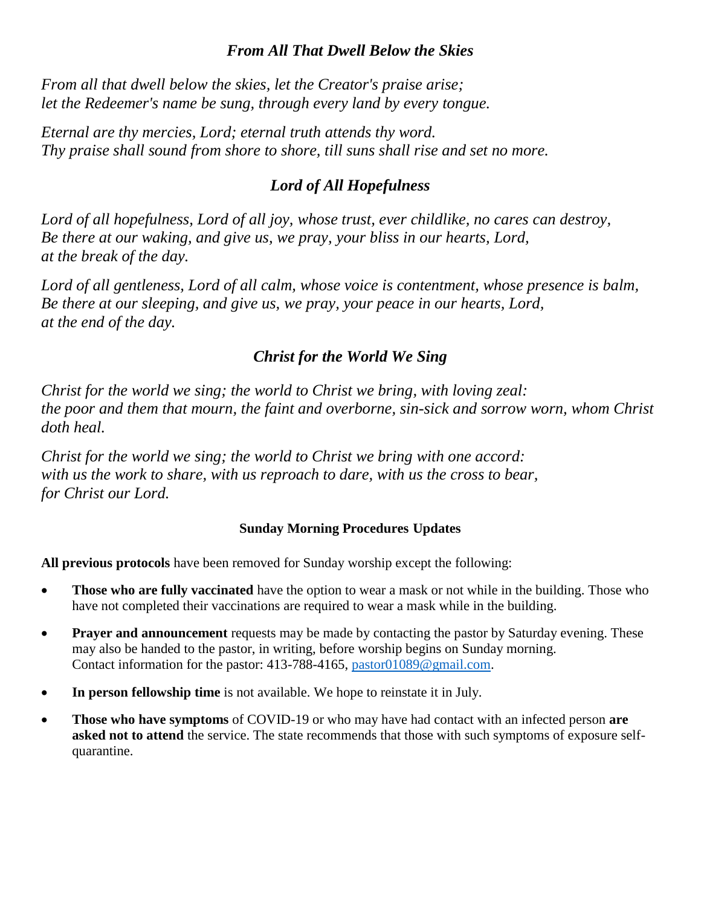### *From All That Dwell Below the Skies*

*From all that dwell below the skies, let the Creator's praise arise;*
*let the Redeemer's name be sung, through every land by every tongue.*

*Eternal are thy mercies, Lord; eternal truth attends thy word.*
*Thy praise shall sound from shore to shore, till suns shall rise and set no more.*

### *Lord of All Hopefulness*

*Lord of all hopefulness, Lord of all joy, whose trust, ever childlike, no cares can destroy,*
*Be there at our waking, and give us, we pray, your bliss in our hearts, Lord,*
*at the break of the day.*

*Lord of all gentleness, Lord of all calm, whose voice is contentment, whose presence is balm,*
*Be there at our sleeping, and give us, we pray, your peace in our hearts, Lord,*
*at the end of the day.*

### *Christ for the World We Sing*

*Christ for the world we sing; the world to Christ we bring, with loving zeal:*
*the poor and them that mourn, the faint and overborne, sin-sick and sorrow worn, whom Christ doth heal.*

*Christ for the world we sing; the world to Christ we bring with one accord:*
*with us the work to share, with us reproach to dare, with us the cross to bear,*
*for Christ our Lord.*

#### Sunday Morning Procedures Updates

**All previous protocols** have been removed for Sunday worship except the following:

- **Those who are fully vaccinated** have the option to wear a mask or not while in the building. Those who have not completed their vaccinations are required to wear a mask while in the building.
- **Prayer and announcement** requests may be made by contacting the pastor by Saturday evening. These may also be handed to the pastor, in writing, before worship begins on Sunday morning. Contact information for the pastor: 413-788-4165, pastor01089@gmail.com.
- **In person fellowship time** is not available. We hope to reinstate it in July.
- **Those who have symptoms** of COVID-19 or who may have had contact with an infected person **are asked not to attend** the service. The state recommends that those with such symptoms of exposure self-quarantine.